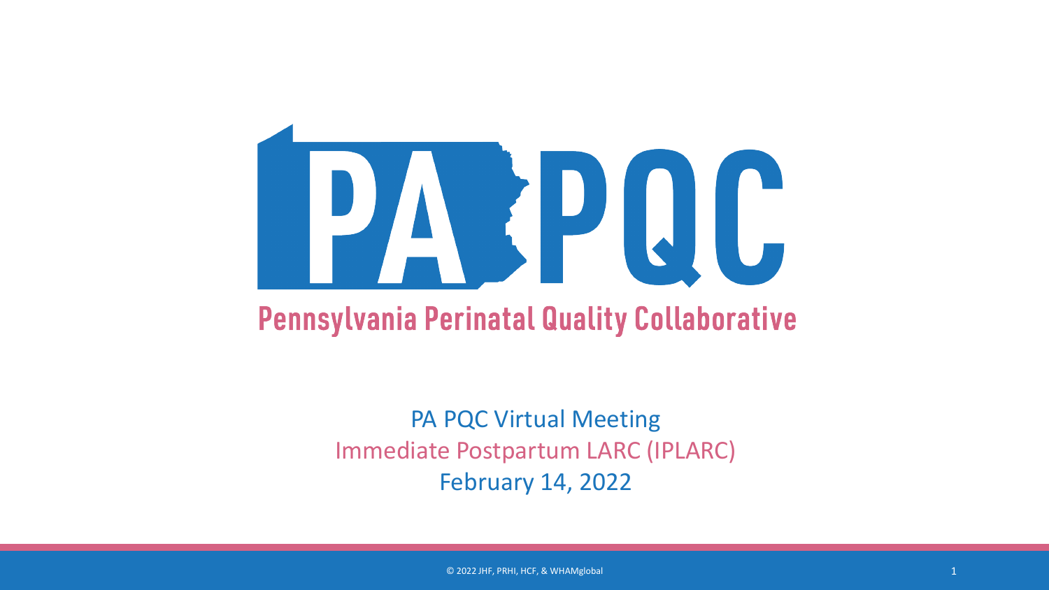# PA PQC

## Pennsylvania Perinatal Quality Collaborative

PA PQC Virtual Meeting

Immediate Postpartum LARC (IPLARC)

February 14, 2022

© 2022 JHF, PRHI, HCF, & WHAMglobal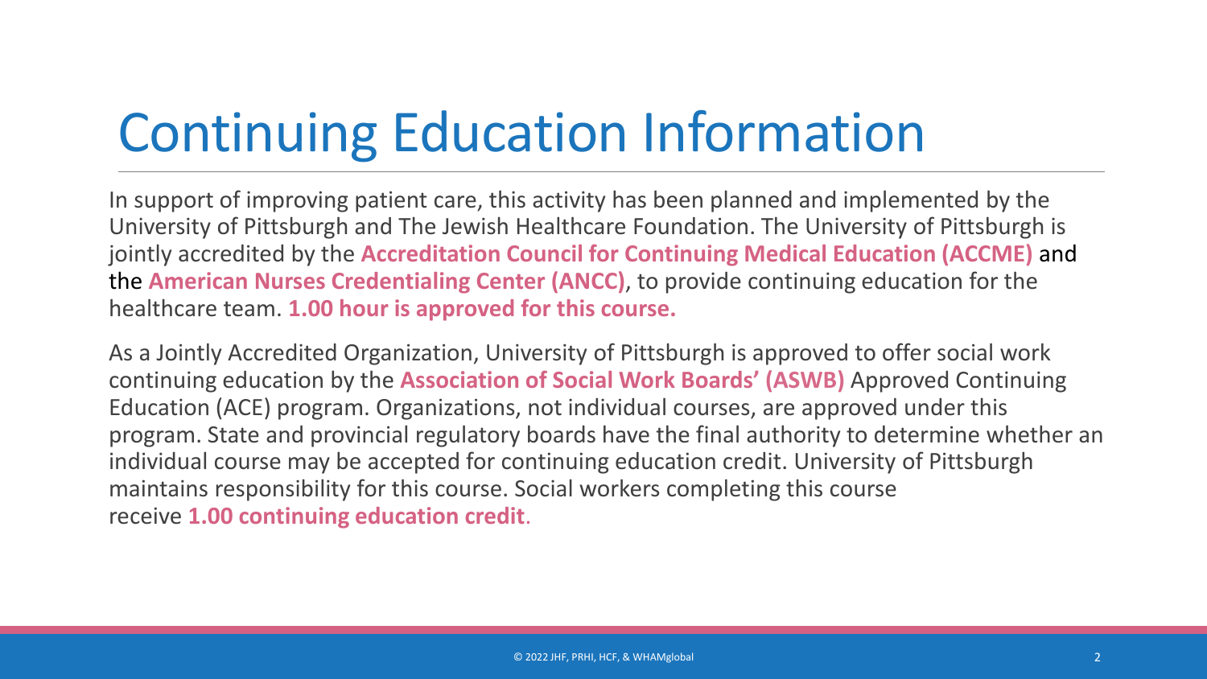# Continuing Education Information

In support of improving patient care, this activity has been planned and implemented by the University of Pittsburgh and The Jewish Healthcare Foundation. The University of Pittsburgh is jointly accredited by the **Accreditation Council for Continuing Medical Education (ACCME)** and the **American Nurses Credentialing Center (ANCC)**, to provide continuing education for the healthcare team. **1.00 hour is approved for this course.**

As a Jointly Accredited Organization, University of Pittsburgh is approved to offer social work continuing education by the **Association of Social Work Boards' (ASWB)** Approved Continuing Education (ACE) program. Organizations, not individual courses, are approved under this program. State and provincial regulatory boards have the final authority to determine whether an individual course may be accepted for continuing education credit. University of Pittsburgh maintains responsibility for this course. Social workers completing this course receive **1.00 continuing education credit**.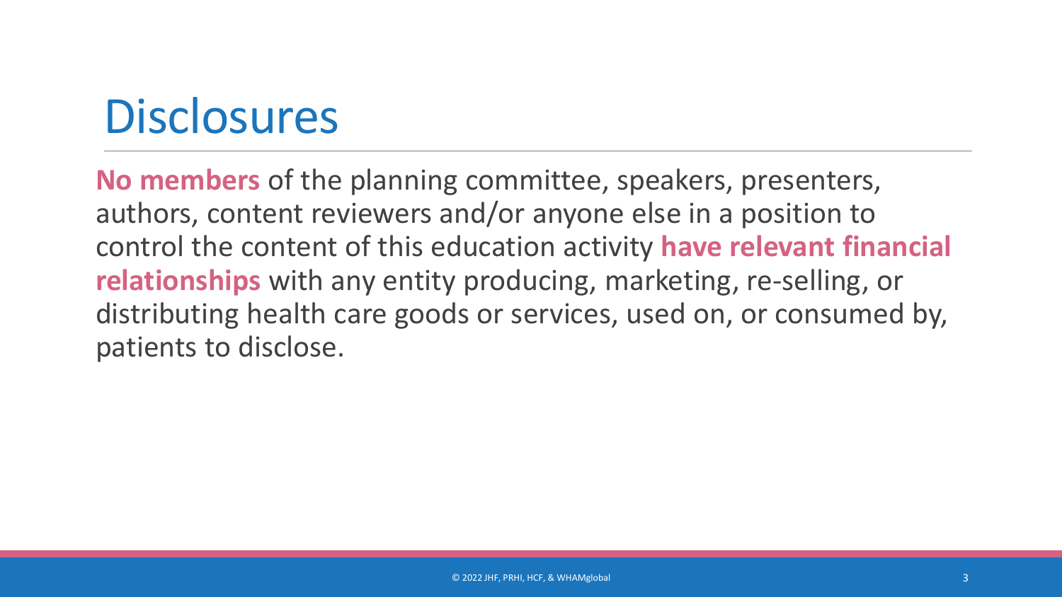# Disclosures

**No members** of the planning committee, speakers, presenters, authors, content reviewers and/or anyone else in a position to control the content of this education activity **have relevant financial relationships** with any entity producing, marketing, re-selling, or distributing health care goods or services, used on, or consumed by, patients to disclose.

© 2022 JHF, PRHI, HCF, & WHAMglobal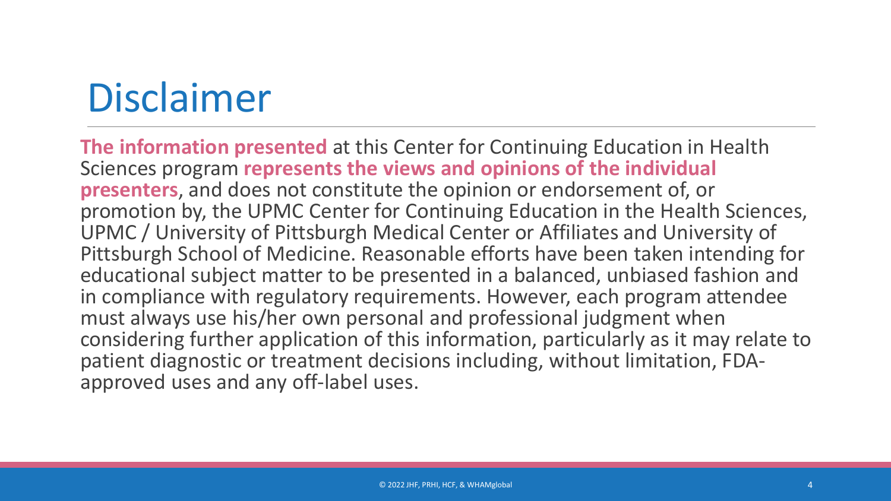# Disclaimer

**The information presented** at this Center for Continuing Education in Health Sciences program **represents the views and opinions of the individual presenters**, and does not constitute the opinion or endorsement of, or promotion by, the UPMC Center for Continuing Education in the Health Sciences, UPMC / University of Pittsburgh Medical Center or Affiliates and University of Pittsburgh School of Medicine. Reasonable efforts have been taken intending for educational subject matter to be presented in a balanced, unbiased fashion and in compliance with regulatory requirements. However, each program attendee must always use his/her own personal and professional judgment when considering further application of this information, particularly as it may relate to patient diagnostic or treatment decisions including, without limitation, FDA-approved uses and any off-label uses.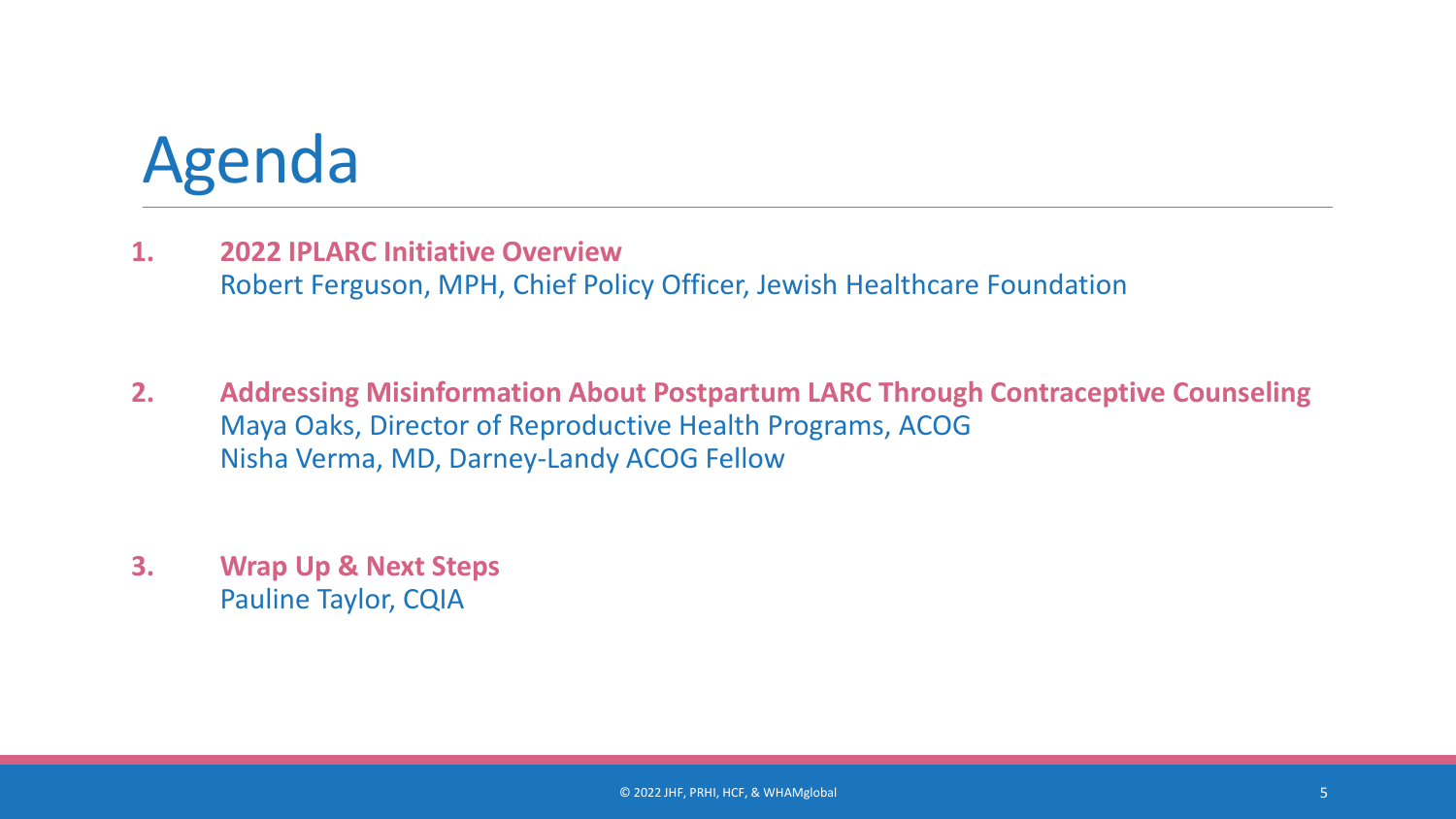# Agenda

1. **2022 IPLARC Initiative Overview**
   Robert Ferguson, MPH, Chief Policy Officer, Jewish Healthcare Foundation

2. **Addressing Misinformation About Postpartum LARC Through Contraceptive Counseling**
   Maya Oaks, Director of Reproductive Health Programs, ACOG
   Nisha Verma, MD, Darney-Landy ACOG Fellow

3. **Wrap Up & Next Steps**
   Pauline Taylor, CQIA

© 2022 JHF, PRHI, HCF, & WHAMglobal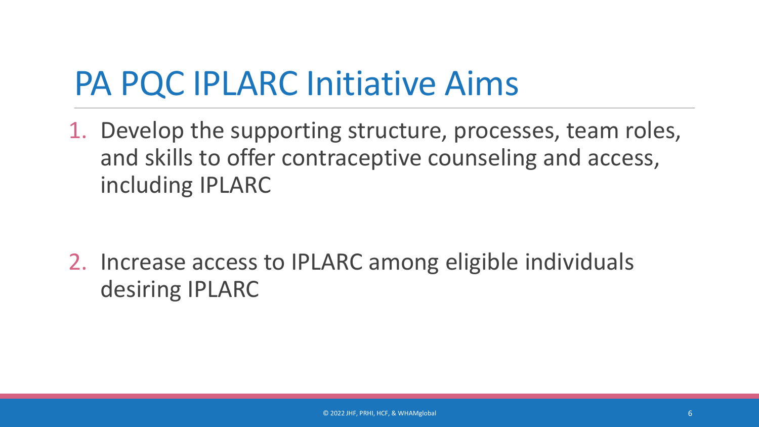# PA PQC IPLARC Initiative Aims

1. Develop the supporting structure, processes, team roles, and skills to offer contraceptive counseling and access, including IPLARC
2. Increase access to IPLARC among eligible individuals desiring IPLARC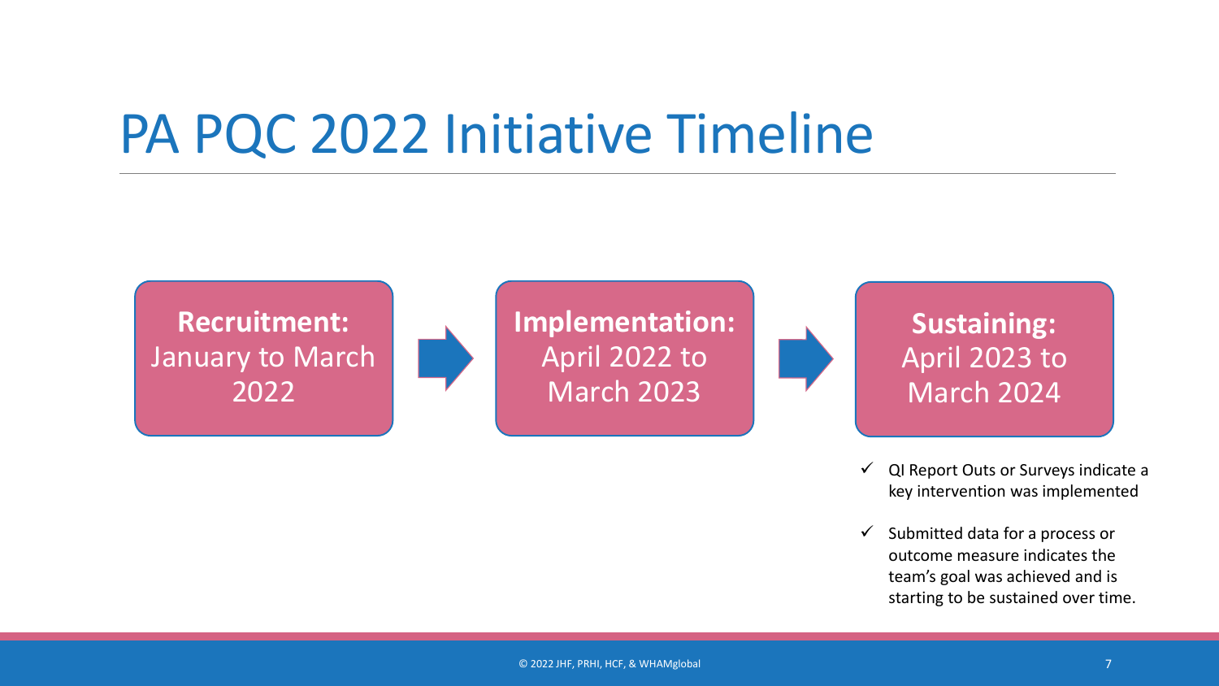# PA PQC 2022 Initiative Timeline

**Recruitment:** January to March 2022

→

**Implementation:** April 2022 to March 2023

→

**Sustaining:** April 2023 to March 2024

- ✓ QI Report Outs or Surveys indicate a key intervention was implemented
- ✓ Submitted data for a process or outcome measure indicates the team's goal was achieved and is starting to be sustained over time.

© 2022 JHF, PRHI, HCF, & WHAMglobal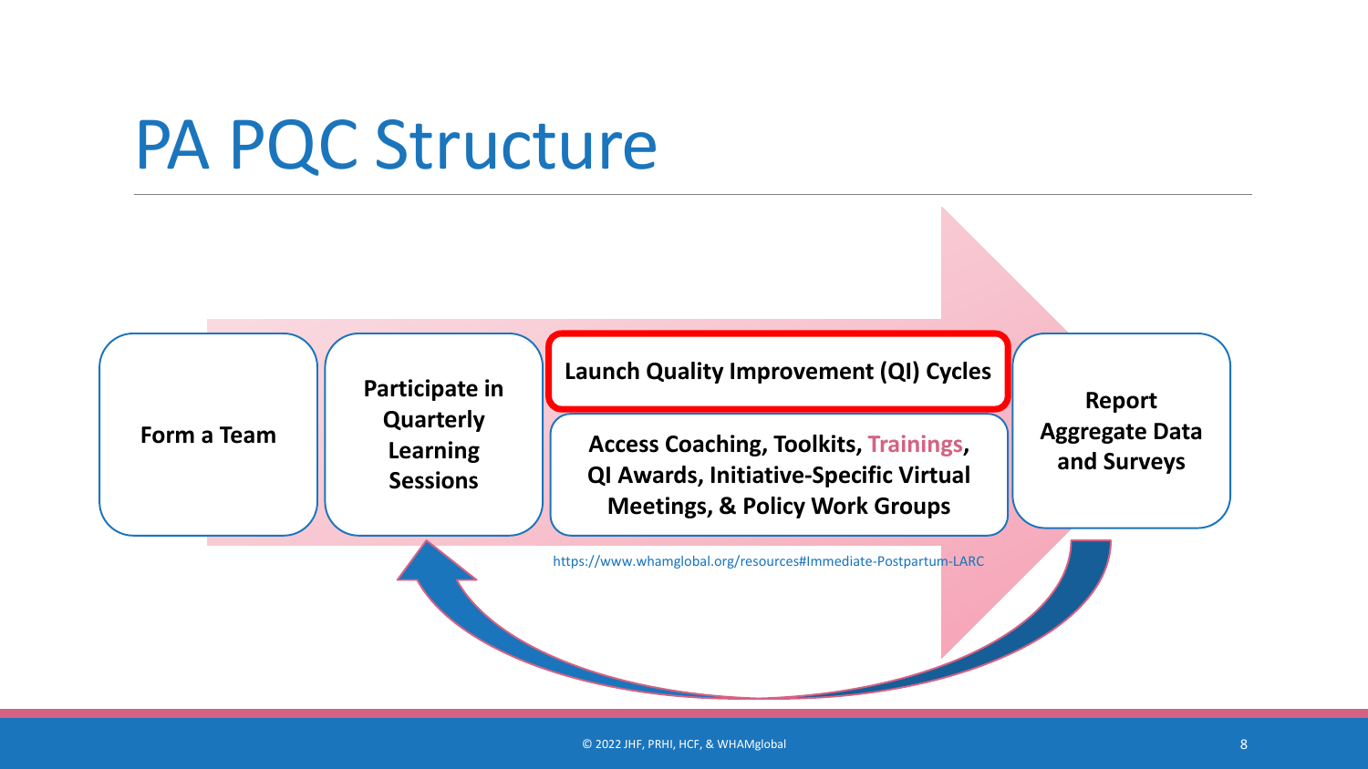# PA PQC Structure

- **Form a Team**
- **Participate in Quarterly Learning Sessions**
- **Launch Quality Improvement (QI) Cycles**
- **Access Coaching, Toolkits, Trainings, QI Awards, Initiative-Specific Virtual Meetings, & Policy Work Groups**
- **Report Aggregate Data and Surveys**

https://www.whamglobal.org/resources#Immediate-Postpartum-LARC

© 2022 JHF, PRHI, HCF, & WHAMglobal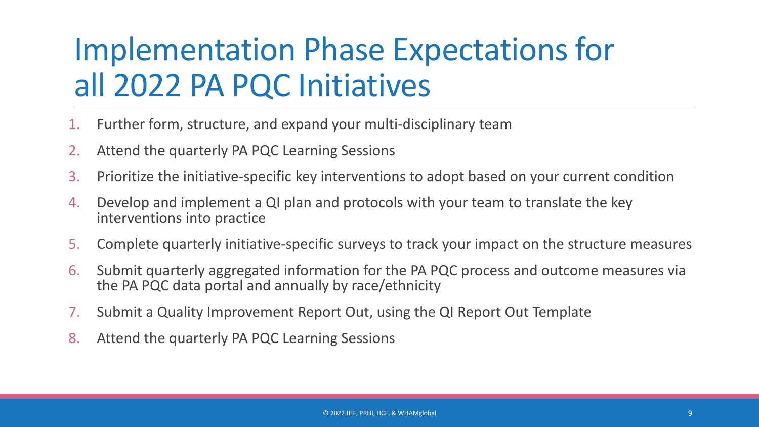# Implementation Phase Expectations for all 2022 PA PQC Initiatives

1. Further form, structure, and expand your multi-disciplinary team
2. Attend the quarterly PA PQC Learning Sessions
3. Prioritize the initiative-specific key interventions to adopt based on your current condition
4. Develop and implement a QI plan and protocols with your team to translate the key interventions into practice
5. Complete quarterly initiative-specific surveys to track your impact on the structure measures
6. Submit quarterly aggregated information for the PA PQC process and outcome measures via the PA PQC data portal and annually by race/ethnicity
7. Submit a Quality Improvement Report Out, using the QI Report Out Template
8. Attend the quarterly PA PQC Learning Sessions

© 2022 JHF, PRHI, HCF, & WHAMglobal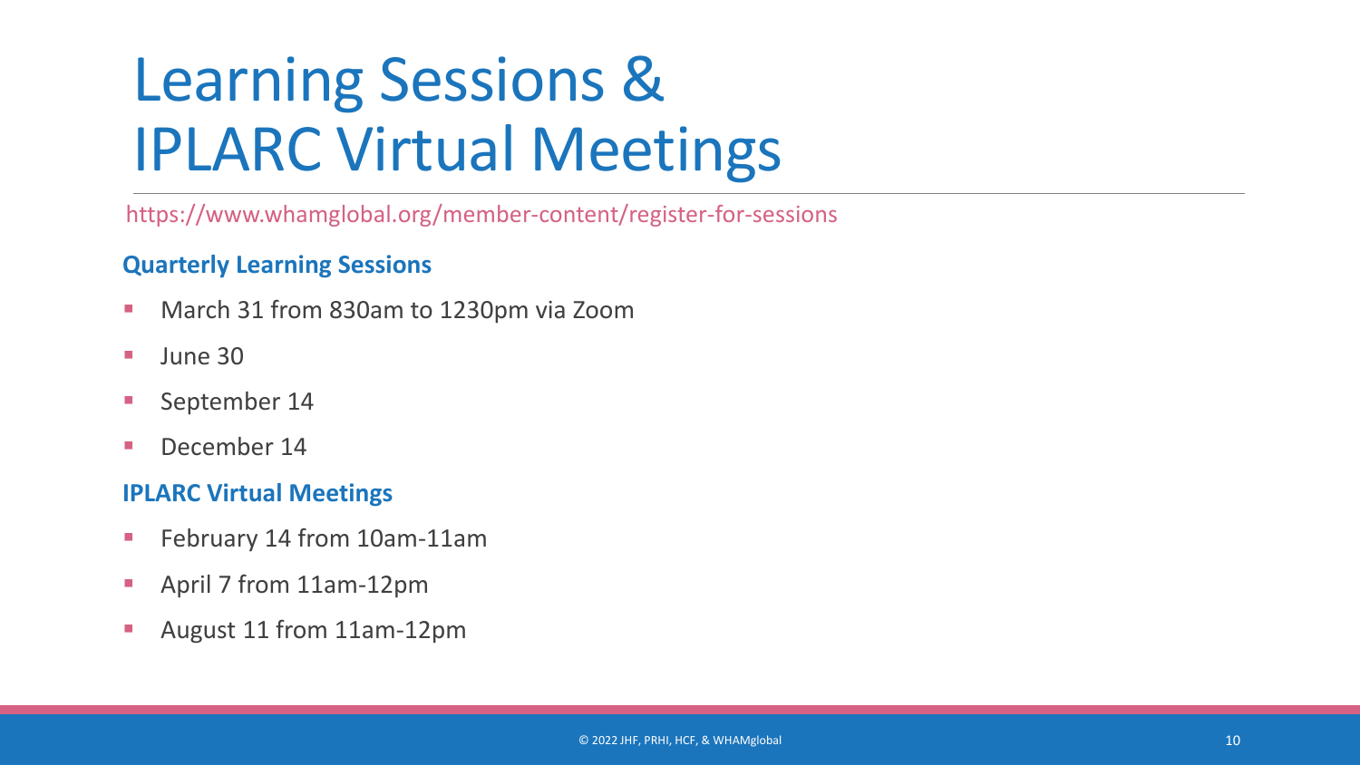# Learning Sessions & IPLARC Virtual Meetings

https://www.whamglobal.org/member-content/register-for-sessions

**Quarterly Learning Sessions**

- March 31 from 830am to 1230pm via Zoom
- June 30
- September 14
- December 14

**IPLARC Virtual Meetings**

- February 14 from 10am-11am
- April 7 from 11am-12pm
- August 11 from 11am-12pm

© 2022 JHF, PRHI, HCF, & WHAMglobal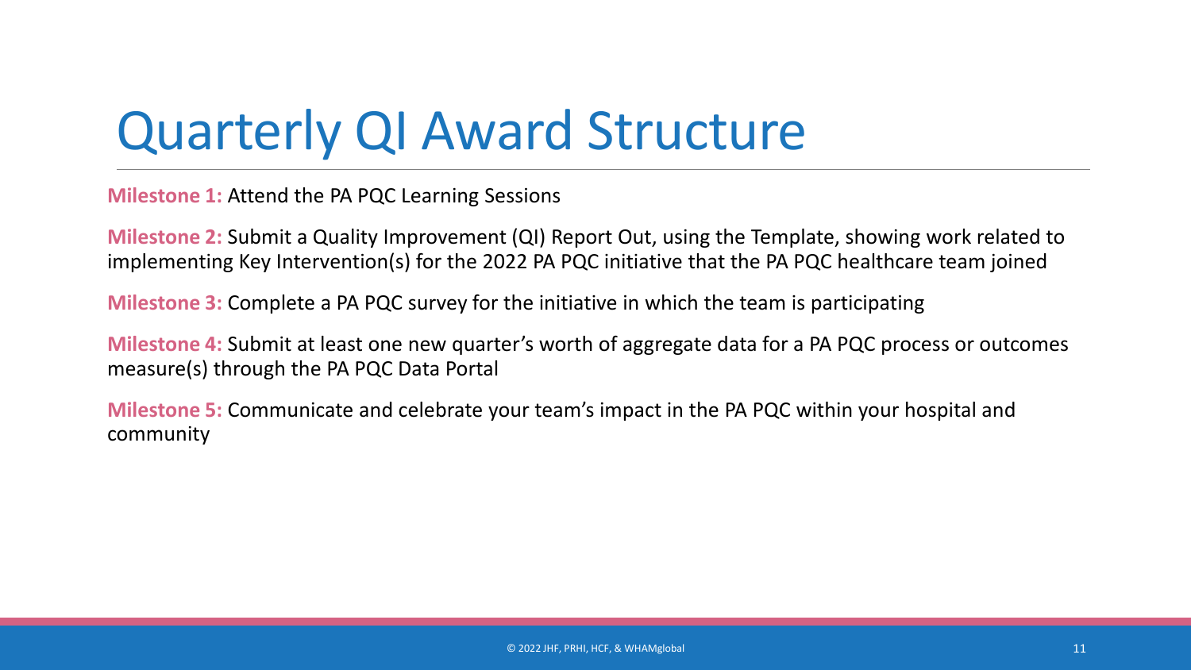# Quarterly QI Award Structure

**Milestone 1:** Attend the PA PQC Learning Sessions

**Milestone 2:** Submit a Quality Improvement (QI) Report Out, using the Template, showing work related to implementing Key Intervention(s) for the 2022 PA PQC initiative that the PA PQC healthcare team joined

**Milestone 3:** Complete a PA PQC survey for the initiative in which the team is participating

**Milestone 4:** Submit at least one new quarter's worth of aggregate data for a PA PQC process or outcomes measure(s) through the PA PQC Data Portal

**Milestone 5:** Communicate and celebrate your team's impact in the PA PQC within your hospital and community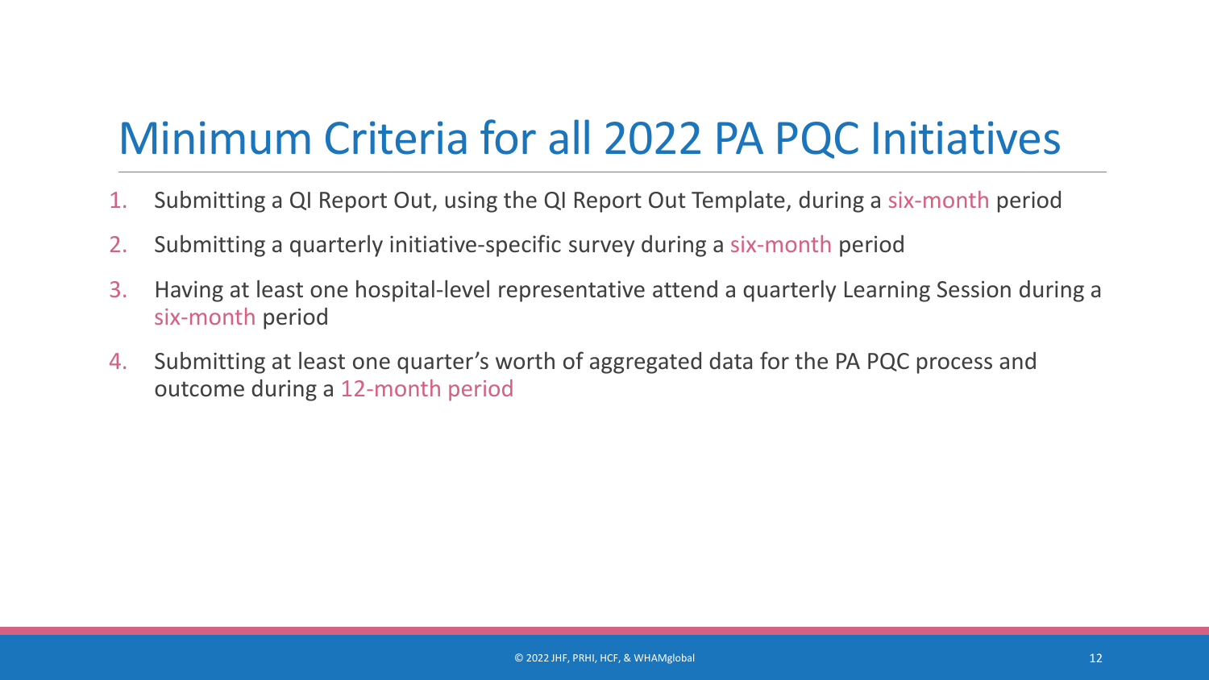# Minimum Criteria for all 2022 PA PQC Initiatives

1. Submitting a QI Report Out, using the QI Report Out Template, during a six-month period
2. Submitting a quarterly initiative-specific survey during a six-month period
3. Having at least one hospital-level representative attend a quarterly Learning Session during a six-month period
4. Submitting at least one quarter's worth of aggregated data for the PA PQC process and outcome during a 12-month period

© 2022 JHF, PRHI, HCF, & WHAMglobal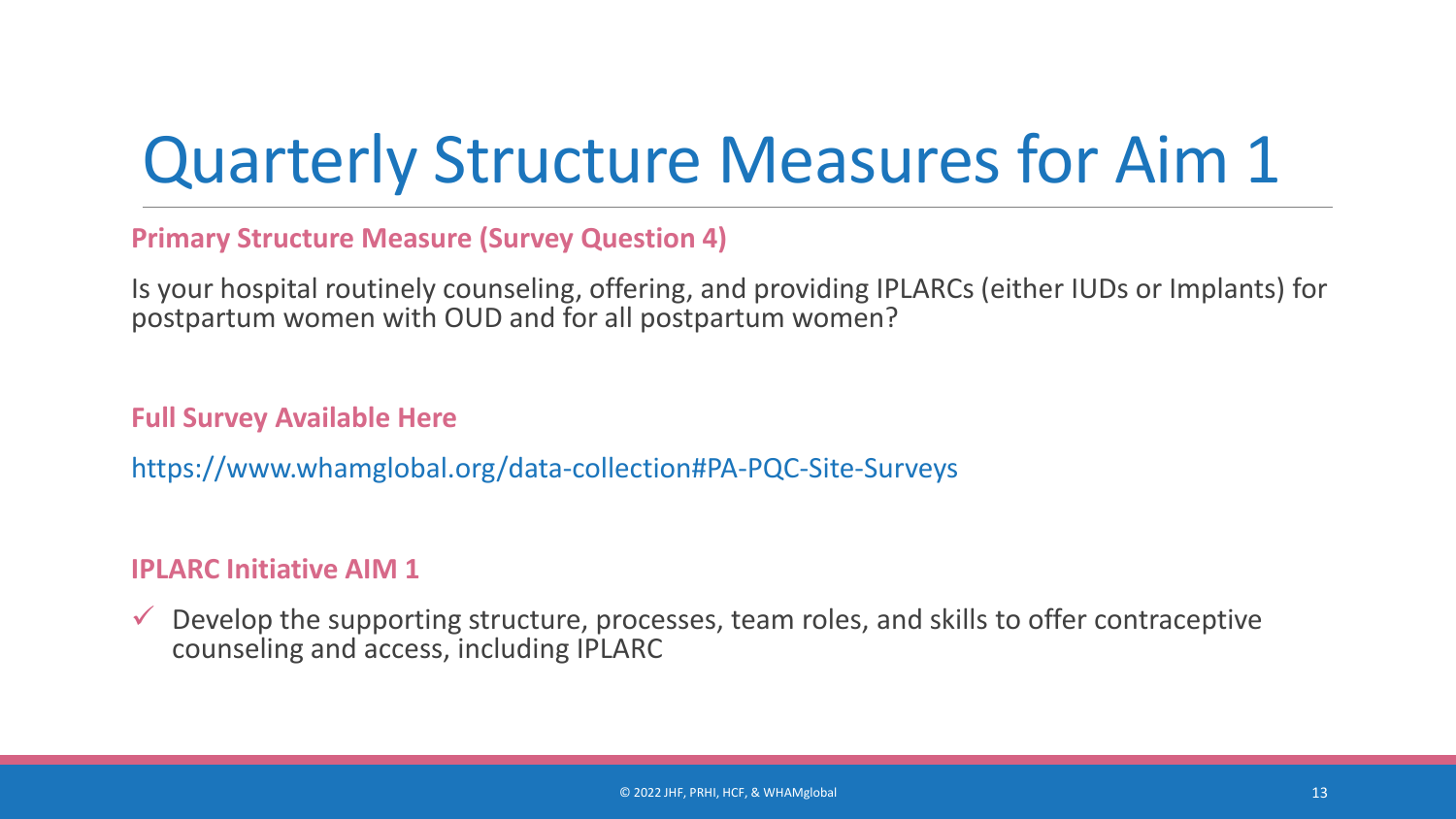# Quarterly Structure Measures for Aim 1

**Primary Structure Measure (Survey Question 4)**

Is your hospital routinely counseling, offering, and providing IPLARCs (either IUDs or Implants) for postpartum women with OUD and for all postpartum women?

**Full Survey Available Here**

https://www.whamglobal.org/data-collection#PA-PQC-Site-Surveys

**IPLARC Initiative AIM 1**

- ✓ Develop the supporting structure, processes, team roles, and skills to offer contraceptive counseling and access, including IPLARC

© 2022 JHF, PRHI, HCF, & WHAMglobal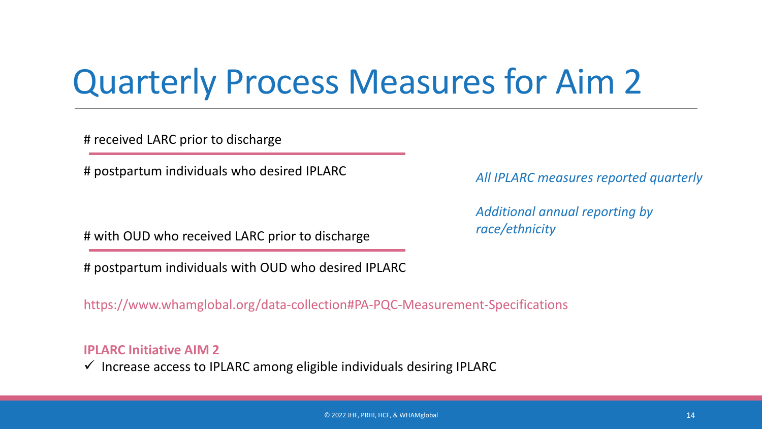# Quarterly Process Measures for Aim 2

# received LARC prior to discharge

---

# postpartum individuals who desired IPLARC

# with OUD who received LARC prior to discharge

---

# postpartum individuals with OUD who desired IPLARC

*All IPLARC measures reported quarterly*

*Additional annual reporting by race/ethnicity*

https://www.whamglobal.org/data-collection#PA-PQC-Measurement-Specifications

**IPLARC Initiative AIM 2**

✓ Increase access to IPLARC among eligible individuals desiring IPLARC

© 2022 JHF, PRHI, HCF, & WHAMglobal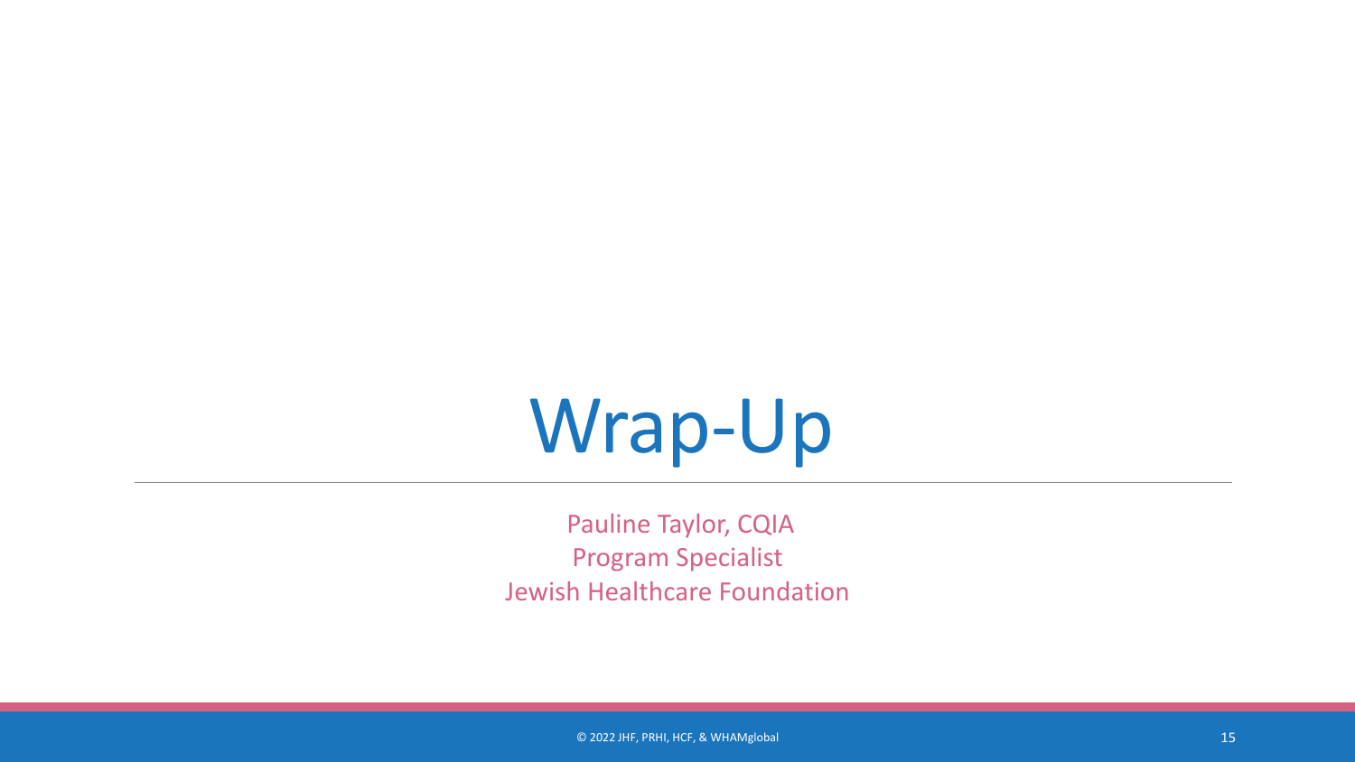# Wrap-Up

Pauline Taylor, CQIA
Program Specialist
Jewish Healthcare Foundation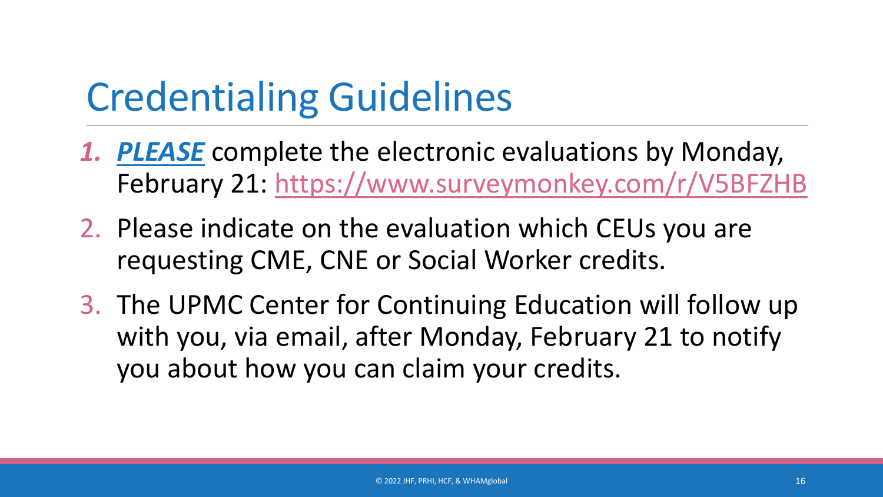# Credentialing Guidelines

1. ***PLEASE*** complete the electronic evaluations by Monday, February 21: https://www.surveymonkey.com/r/V5BFZHB
2. Please indicate on the evaluation which CEUs you are requesting CME, CNE or Social Worker credits.
3. The UPMC Center for Continuing Education will follow up with you, via email, after Monday, February 21 to notify you about how you can claim your credits.

© 2022 JHF, PRHI, HCF, & WHAMglobal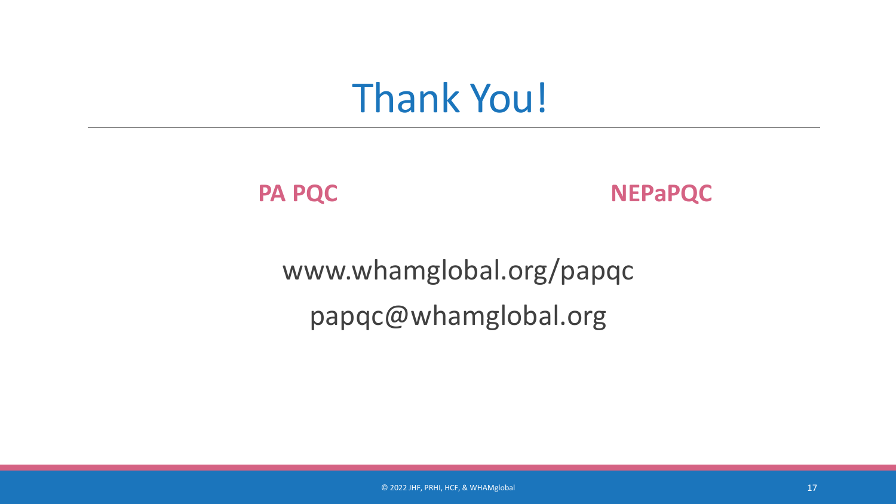# Thank You!

**PA PQC** **NEPaPQC**

www.whamglobal.org/papqc

papqc@whamglobal.org